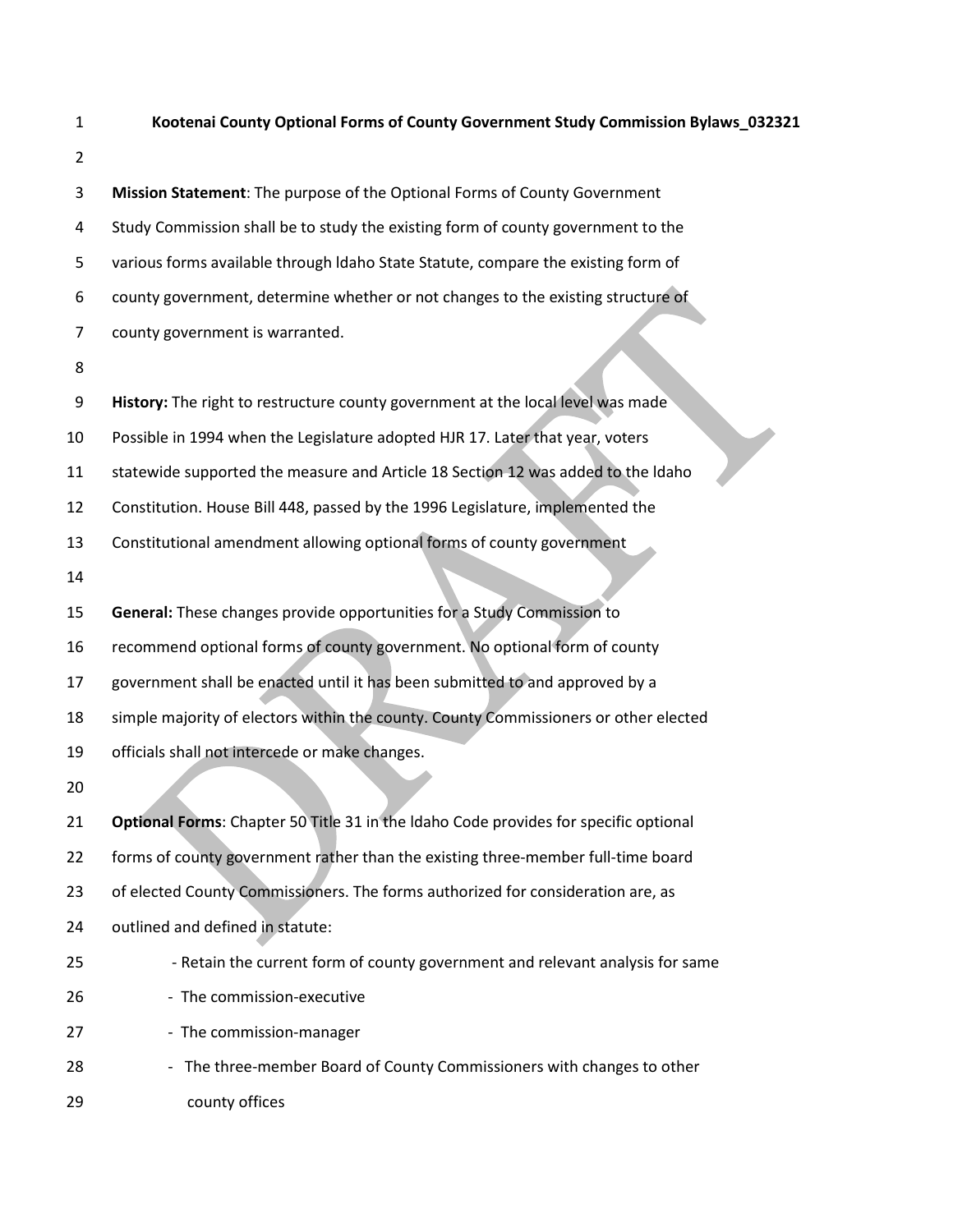**Kootenai County Optional Forms of County Government Study Commission Bylaws_032321**

**Mission Statement**: The purpose of the Optional Forms of County Government Study Commission shall be to study the existing form of county government to the various forms available through Idaho State Statute, compare the existing form of county government, determine whether or not changes to the existing structure of county government is warranted.

**History:** The right to restructure county government at the local level was made Possible in 1994 when the Legislature adopted HJR 17. Later that year, voters statewide supported the measure and Article 18 Section 12 was added to the Idaho Constitution. House Bill 448, passed by the 1996 Legislature, implemented the Constitutional amendment allowing optional forms of county government

**General:** These changes provide opportunities for a Study Commission to recommend optional forms of county government. No optional form of county government shall be enacted until it has been submitted to and approved by a simple majority of electors within the county. County Commissioners or other elected officials shall not intercede or make changes.

**Optional Forms**: Chapter 50 Title 31 in the Idaho Code provides for specific optional forms of county government rather than the existing three-member full-time board of elected County Commissioners. The forms authorized for consideration are, as outlined and defined in statute:

- Retain the current form of county government and relevant analysis for same
- The commission-executive
- The commission-manager
- The three-member Board of County Commissioners with changes to other county offices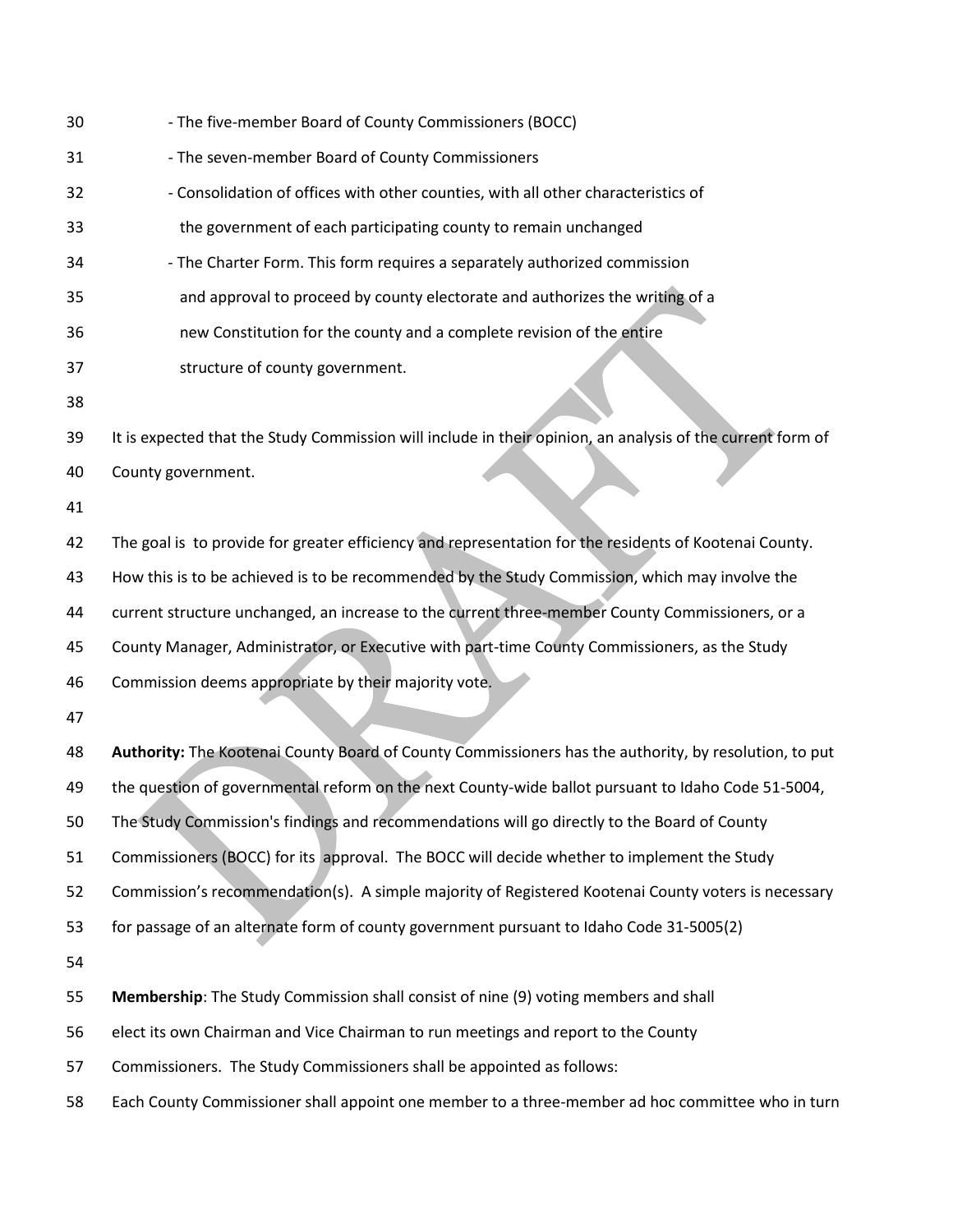- The five-member Board of County Commissioners (BOCC)
- The seven-member Board of County Commissioners
- Consolidation of offices with other counties, with all other characteristics of the government of each participating county to remain unchanged
- The Charter Form. This form requires a separately authorized commission and approval to proceed by county electorate and authorizes the writing of a new Constitution for the county and a complete revision of the entire structure of county government.

It is expected that the Study Commission will include in their opinion, an analysis of the current form of County government.

The goal is to provide for greater efficiency and representation for the residents of Kootenai County. How this is to be achieved is to be recommended by the Study Commission, which may involve the current structure unchanged, an increase to the current three-member County Commissioners, or a County Manager, Administrator, or Executive with part-time County Commissioners, as the Study Commission deems appropriate by their majority vote.

**Authority:** The Kootenai County Board of County Commissioners has the authority, by resolution, to put the question of governmental reform on the next County-wide ballot pursuant to Idaho Code 51-5004, The Study Commission's findings and recommendations will go directly to the Board of County Commissioners (BOCC) for its approval. The BOCC will decide whether to implement the Study Commission's recommendation(s). A simple majority of Registered Kootenai County voters is necessary for passage of an alternate form of county government pursuant to Idaho Code 31-5005(2)

**Membership**: The Study Commission shall consist of nine (9) voting members and shall elect its own Chairman and Vice Chairman to run meetings and report to the County Commissioners. The Study Commissioners shall be appointed as follows:

Each County Commissioner shall appoint one member to a three-member ad hoc committee who in turn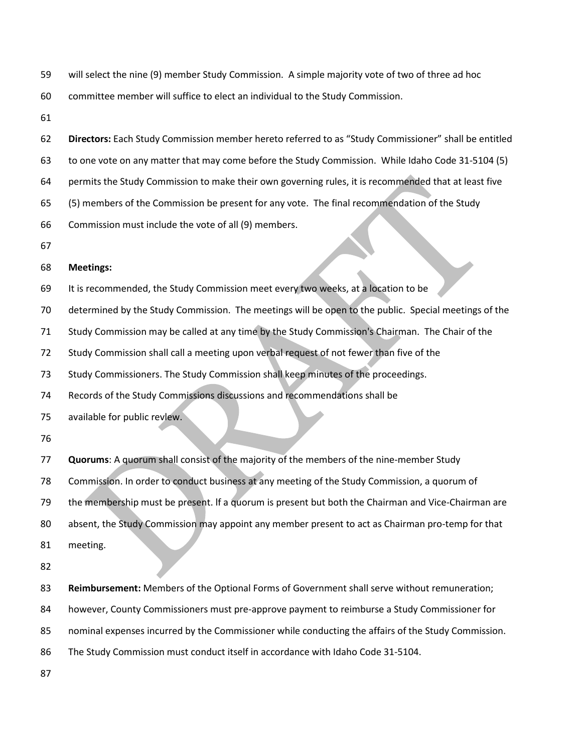will select the nine (9) member Study Commission. A simple majority vote of two of three ad hoc committee member will suffice to elect an individual to the Study Commission.

**Directors:** Each Study Commission member hereto referred to as "Study Commissioner" shall be entitled to one vote on any matter that may come before the Study Commission. While Idaho Code 31-5104 (5) permits the Study Commission to make their own governing rules, it is recommended that at least five (5) members of the Commission be present for any vote. The final recommendation of the Study Commission must include the vote of all (9) members.

**Meetings:**

It is recommended, the Study Commission meet every two weeks, at a location to be determined by the Study Commission. The meetings will be open to the public. Special meetings of the Study Commission may be called at any time by the Study Commission's Chairman. The Chair of the Study Commission shall call a meeting upon verbal request of not fewer than five of the Study Commissioners. The Study Commission shall keep minutes of the proceedings. Records of the Study Commissions discussions and recommendations shall be available for public revlew.

**Quorums**: A quorum shall consist of the majority of the members of the nine-member Study Commission. In order to conduct business at any meeting of the Study Commission, a quorum of the membership must be present. lf a quorum is present but both the Chairman and Vice-Chairman are absent, the Study Commission may appoint any member present to act as Chairman pro-temp for that meeting.

**Reimbursement:** Members of the Optional Forms of Government shall serve without remuneration; however, County Commissioners must pre-approve payment to reimburse a Study Commissioner for nominal expenses incurred by the Commissioner while conducting the affairs of the Study Commission. The Study Commission must conduct itself in accordance with Idaho Code 31-5104.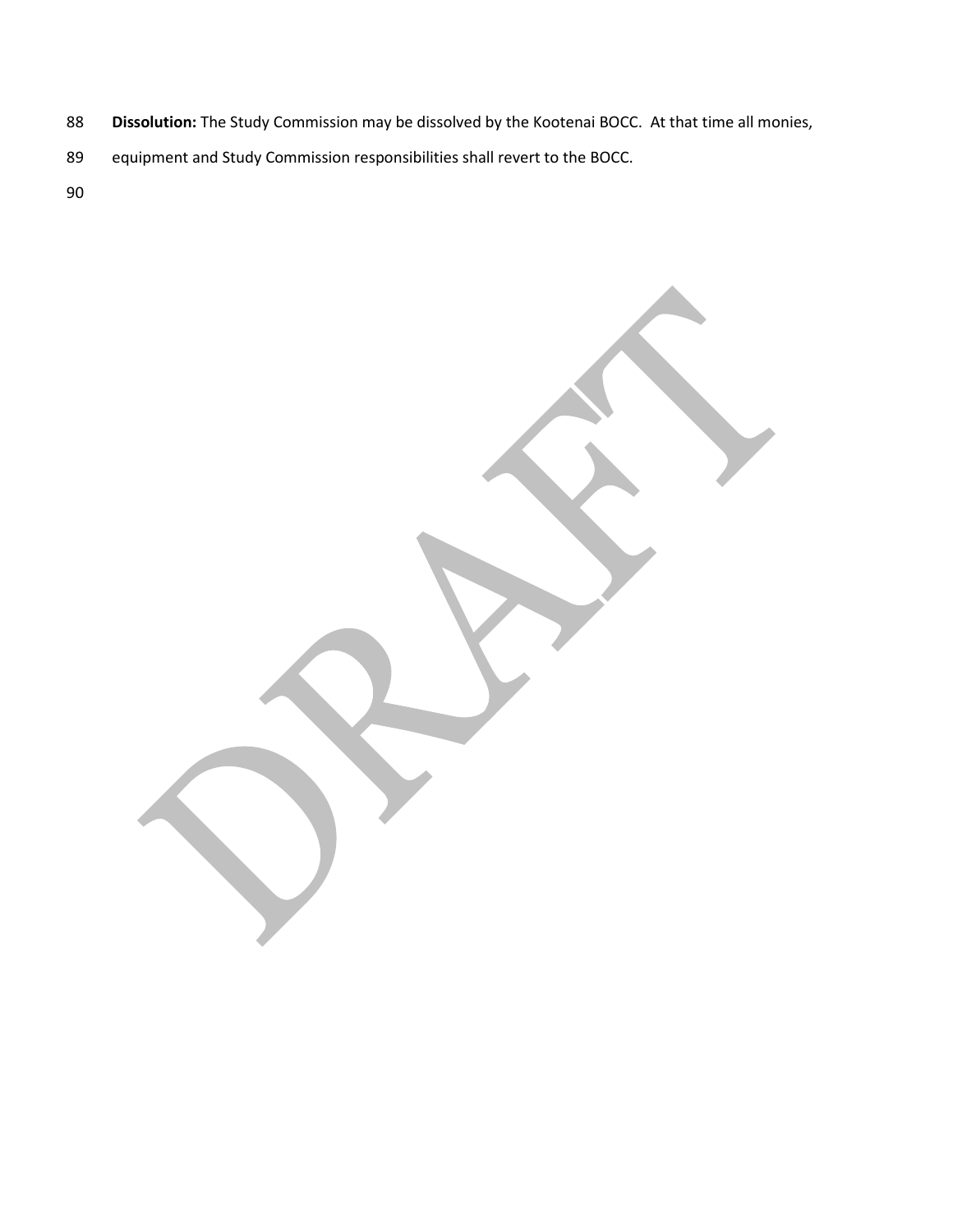**Dissolution:** The Study Commission may be dissolved by the Kootenai BOCC. At that time all monies, equipment and Study Commission responsibilities shall revert to the BOCC.